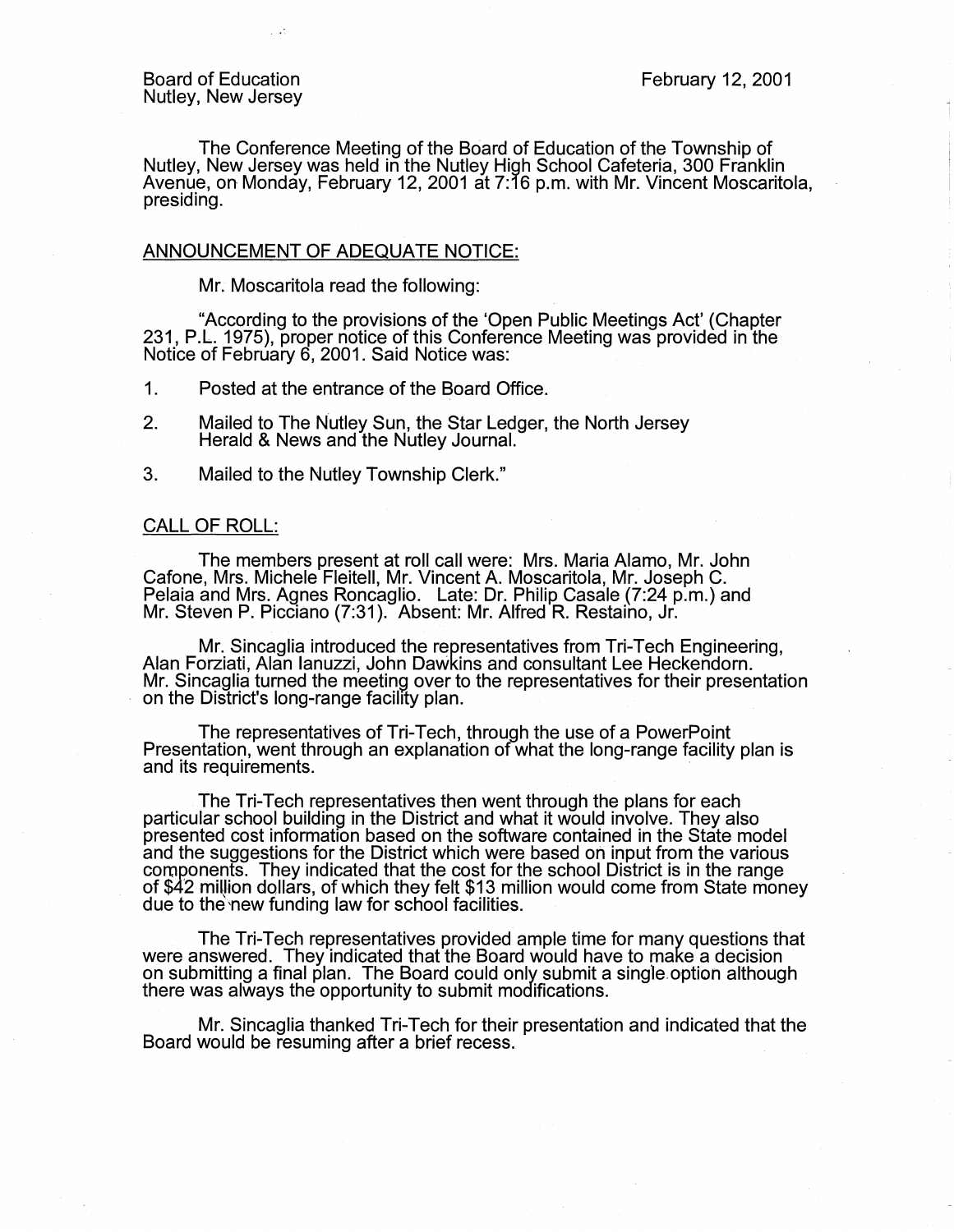Board of Education
Nutley, New Jersey

February 12, 2001

The Conference Meeting of the Board of Education of the Township of Nutley, New Jersey was held in the Nutley High School Cafeteria, 300 Franklin Avenue, on Monday, February 12, 2001 at 7:16 p.m. with Mr. Vincent Moscaritola, presiding.

## ANNOUNCEMENT OF ADEQUATE NOTICE:

Mr. Moscaritola read the following:

"According to the provisions of the 'Open Public Meetings Act' (Chapter 231, P.L. 1975), proper notice of this Conference Meeting was provided in the Notice of February 6, 2001. Said Notice was:

1. Posted at the entrance of the Board Office.
2. Mailed to The Nutley Sun, the Star Ledger, the North Jersey Herald & News and the Nutley Journal.
3. Mailed to the Nutley Township Clerk."

## CALL OF ROLL:

The members present at roll call were: Mrs. Maria Alamo, Mr. John Cafone, Mrs. Michele Fleitell, Mr. Vincent A. Moscaritola, Mr. Joseph C. Pelaia and Mrs. Agnes Roncaglio. Late: Dr. Philip Casale (7:24 p.m.) and Mr. Steven P. Picciano (7:31). Absent: Mr. Alfred R. Restaino, Jr.

Mr. Sincaglia introduced the representatives from Tri-Tech Engineering, Alan Forziati, Alan Ianuzzi, John Dawkins and consultant Lee Heckendorn. Mr. Sincaglia turned the meeting over to the representatives for their presentation on the District's long-range facility plan.

The representatives of Tri-Tech, through the use of a PowerPoint Presentation, went through an explanation of what the long-range facility plan is and its requirements.

The Tri-Tech representatives then went through the plans for each particular school building in the District and what it would involve. They also presented cost information based on the software contained in the State model and the suggestions for the District which were based on input from the various components. They indicated that the cost for the school District is in the range of $42 million dollars, of which they felt $13 million would come from State money due to the new funding law for school facilities.

The Tri-Tech representatives provided ample time for many questions that were answered. They indicated that the Board would have to make a decision on submitting a final plan. The Board could only submit a single option although there was always the opportunity to submit modifications.

Mr. Sincaglia thanked Tri-Tech for their presentation and indicated that the Board would be resuming after a brief recess.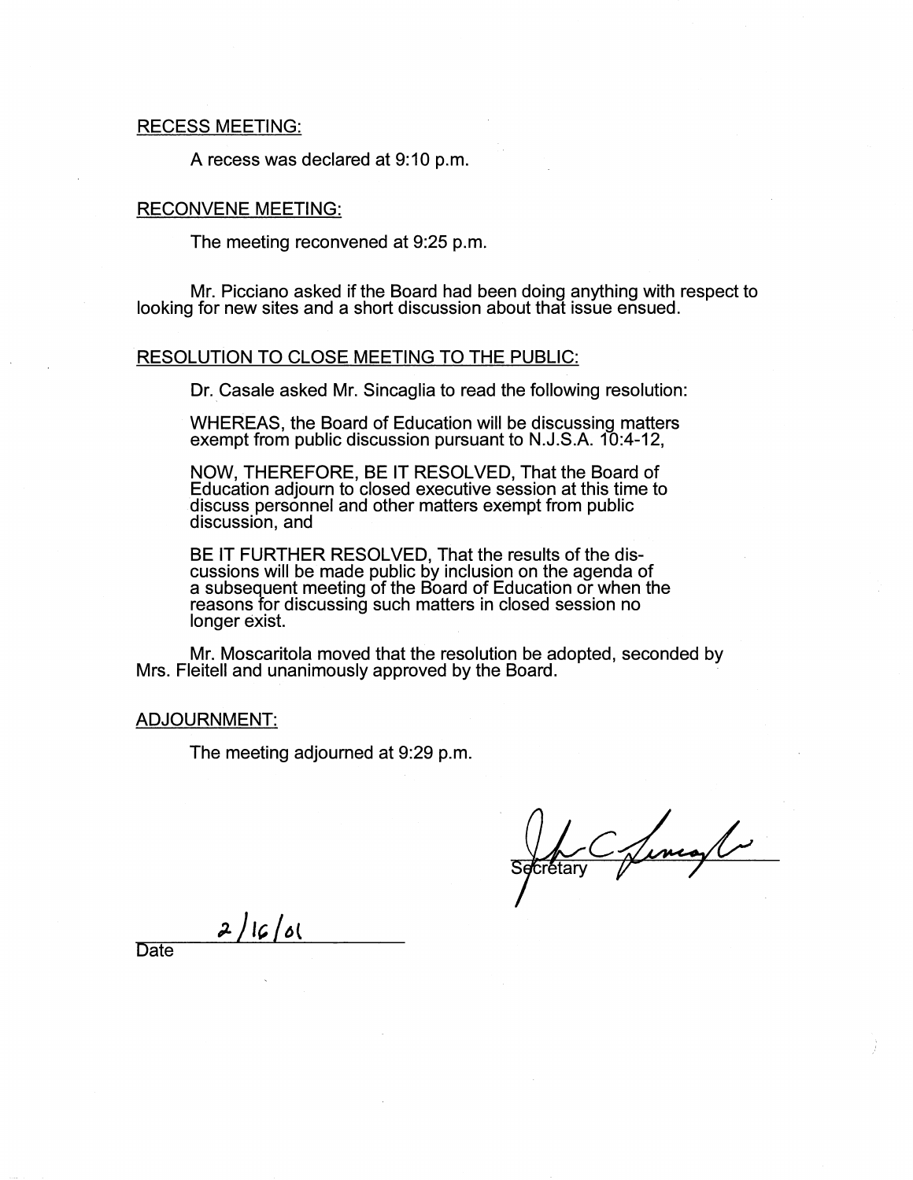RECESS MEETING:

A recess was declared at 9:10 p.m.

RECONVENE MEETING:

The meeting reconvened at 9:25 p.m.

Mr. Picciano asked if the Board had been doing anything with respect to looking for new sites and a short discussion about that issue ensued.

RESOLUTION TO CLOSE MEETING TO THE PUBLIC:

Dr. Casale asked Mr. Sincaglia to read the following resolution:

WHEREAS, the Board of Education will be discussing matters exempt from public discussion pursuant to N.J.S.A. 10:4-12,

NOW, THEREFORE, BE IT RESOLVED, That the Board of Education adjourn to closed executive session at this time to discuss personnel and other matters exempt from public discussion, and

BE IT FURTHER RESOLVED, That the results of the discussions will be made public by inclusion on the agenda of a subsequent meeting of the Board of Education or when the reasons for discussing such matters in closed session no longer exist.

Mr. Moscaritola moved that the resolution be adopted, seconded by Mrs. Fleitell and unanimously approved by the Board.

ADJOURNMENT:

The meeting adjourned at 9:29 p.m.

Secretary

2/16/01

Date